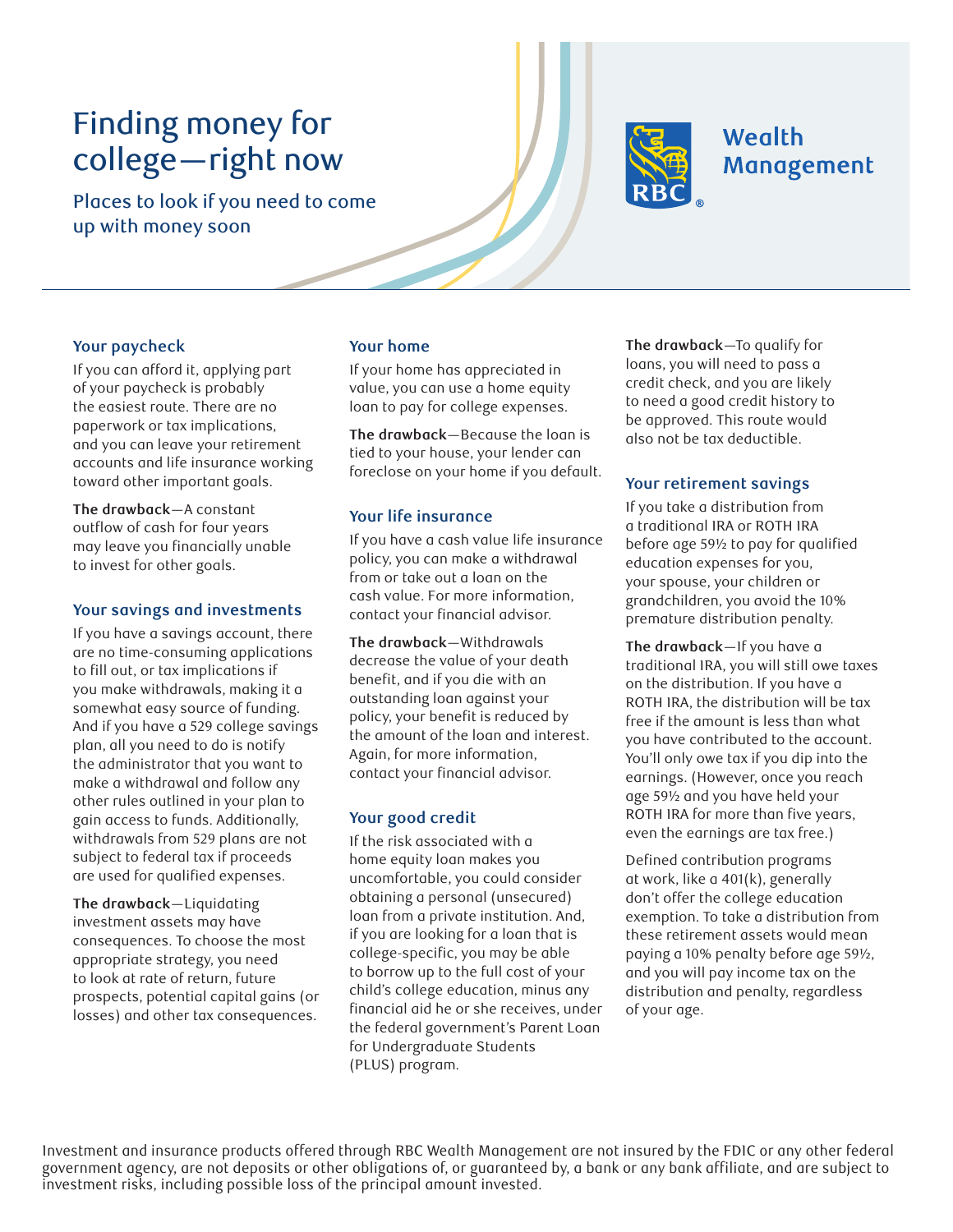# Finding money for college—right now

## Places to look if you need to come up with money soon

RBC Wealth Management

### Your paycheck

If you can afford it, applying part of your paycheck is probably the easiest route. There are no paperwork or tax implications, and you can leave your retirement accounts and life insurance working toward other important goals.

**The drawback**—A constant outflow of cash for four years may leave you financially unable to invest for other goals.

### Your savings and investments

If you have a savings account, there are no time-consuming applications to fill out, or tax implications if you make withdrawals, making it a somewhat easy source of funding. And if you have a 529 college savings plan, all you need to do is notify the administrator that you want to make a withdrawal and follow any other rules outlined in your plan to gain access to funds. Additionally, withdrawals from 529 plans are not subject to federal tax if proceeds are used for qualified expenses.

**The drawback**—Liquidating investment assets may have consequences. To choose the most appropriate strategy, you need to look at rate of return, future prospects, potential capital gains (or losses) and other tax consequences.

### Your home

If your home has appreciated in value, you can use a home equity loan to pay for college expenses.

**The drawback**—Because the loan is tied to your house, your lender can foreclose on your home if you default.

### Your life insurance

If you have a cash value life insurance policy, you can make a withdrawal from or take out a loan on the cash value. For more information, contact your financial advisor.

**The drawback**—Withdrawals decrease the value of your death benefit, and if you die with an outstanding loan against your policy, your benefit is reduced by the amount of the loan and interest. Again, for more information, contact your financial advisor.

### Your good credit

If the risk associated with a home equity loan makes you uncomfortable, you could consider obtaining a personal (unsecured) loan from a private institution. And, if you are looking for a loan that is college-specific, you may be able to borrow up to the full cost of your child's college education, minus any financial aid he or she receives, under the federal government's Parent Loan for Undergraduate Students (PLUS) program.

**The drawback**—To qualify for loans, you will need to pass a credit check, and you are likely to need a good credit history to be approved. This route would also not be tax deductible.

### Your retirement savings

If you take a distribution from a traditional IRA or ROTH IRA before age 59½ to pay for qualified education expenses for you, your spouse, your children or grandchildren, you avoid the 10% premature distribution penalty.

**The drawback**—If you have a traditional IRA, you will still owe taxes on the distribution. If you have a ROTH IRA, the distribution will be tax free if the amount is less than what you have contributed to the account. You'll only owe tax if you dip into the earnings. (However, once you reach age 59½ and you have held your ROTH IRA for more than five years, even the earnings are tax free.)

Defined contribution programs at work, like a 401(k), generally don't offer the college education exemption. To take a distribution from these retirement assets would mean paying a 10% penalty before age 59½, and you will pay income tax on the distribution and penalty, regardless of your age.

Investment and insurance products offered through RBC Wealth Management are not insured by the FDIC or any other federal government agency, are not deposits or other obligations of, or guaranteed by, a bank or any bank affiliate, and are subject to investment risks, including possible loss of the principal amount invested.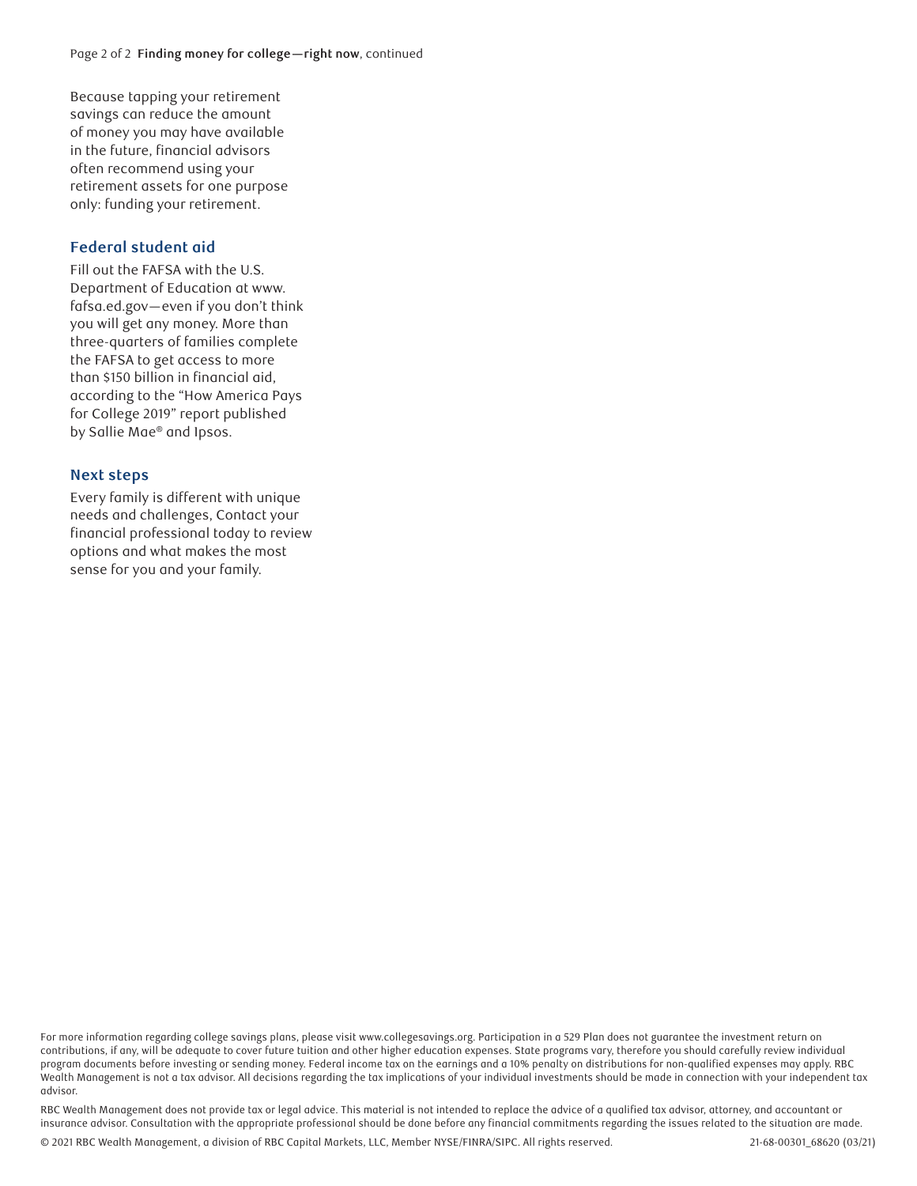Because tapping your retirement savings can reduce the amount of money you may have available in the future, financial advisors often recommend using your retirement assets for one purpose only: funding your retirement.

## Federal student aid

Fill out the FAFSA with the U.S. Department of Education at www.fafsa.ed.gov—even if you don't think you will get any money. More than three-quarters of families complete the FAFSA to get access to more than $150 billion in financial aid, according to the "How America Pays for College 2019" report published by Sallie Mae® and Ipsos.

## Next steps

Every family is different with unique needs and challenges, Contact your financial professional today to review options and what makes the most sense for you and your family.

For more information regarding college savings plans, please visit www.collegesavings.org. Participation in a 529 Plan does not guarantee the investment return on contributions, if any, will be adequate to cover future tuition and other higher education expenses. State programs vary, therefore you should carefully review individual program documents before investing or sending money. Federal income tax on the earnings and a 10% penalty on distributions for non-qualified expenses may apply. RBC Wealth Management is not a tax advisor. All decisions regarding the tax implications of your individual investments should be made in connection with your independent tax advisor.

RBC Wealth Management does not provide tax or legal advice. This material is not intended to replace the advice of a qualified tax advisor, attorney, and accountant or insurance advisor. Consultation with the appropriate professional should be done before any financial commitments regarding the issues related to the situation are made.

© 2021 RBC Wealth Management, a division of RBC Capital Markets, LLC, Member NYSE/FINRA/SIPC. All rights reserved. 21-68-00301_68620 (03/21)